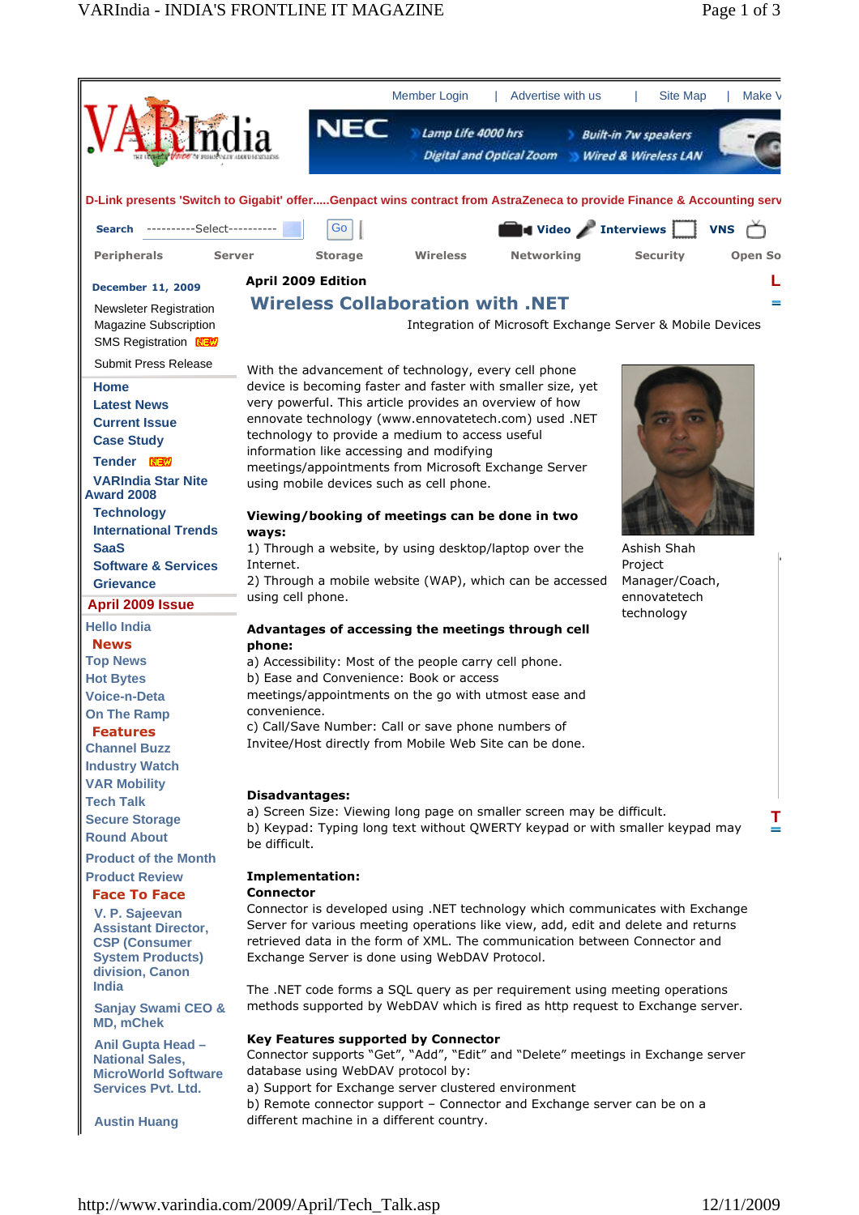Member Login | Advertise with us | Site Map | Make V

D-Link presents 'Switch to Gigabit' offer.....Genpact wins contract from AstraZeneca to provide Finance & Accounting serv

Search ----------Select---------- Go

Video Interviews VNS

Peripherals Server Storage Wireless Networking Security Open So

December 11, 2009

Newsletter Registration
Magazine Subscription
SMS Registration NEW

Submit Press Release

Home
Latest News
Current Issue
Case Study
Tender NEW
VARIndia Star Nite Award 2008
Technology
International Trends
SaaS
Software & Services
Grievance

April 2009 Issue

Hello India
News
Top News
Hot Bytes
Voice-n-Deta
On The Ramp
Features
Channel Buzz
Industry Watch
VAR Mobility
Tech Talk
Secure Storage
Round About
Product of the Month
Product Review
Face To Face
V. P. Sajeevan Assistant Director, CSP (Consumer System Products) division, Canon India
Sanjay Swami CEO & MD, mChek
Anil Gupta Head – National Sales, MicroWorld Software Services Pvt. Ltd.
Austin Huang

**April 2009 Edition**

# Wireless Collaboration with .NET

Integration of Microsoft Exchange Server & Mobile Devices

With the advancement of technology, every cell phone device is becoming faster and faster with smaller size, yet very powerful. This article provides an overview of how ennovate technology (www.ennovatetech.com) used .NET technology to provide a medium to access useful information like accessing and modifying meetings/appointments from Microsoft Exchange Server using mobile devices such as cell phone.

Ashish Shah
Project Manager/Coach, ennovatetech technology

**Viewing/booking of meetings can be done in two ways:**

1) Through a website, by using desktop/laptop over the Internet.
2) Through a mobile website (WAP), which can be accessed using cell phone.

**Advantages of accessing the meetings through cell phone:**

a) Accessibility: Most of the people carry cell phone.
b) Ease and Convenience: Book or access meetings/appointments on the go with utmost ease and convenience.
c) Call/Save Number: Call or save phone numbers of Invitee/Host directly from Mobile Web Site can be done.

**Disadvantages:**

a) Screen Size: Viewing long page on smaller screen may be difficult.
b) Keypad: Typing long text without QWERTY keypad or with smaller keypad may be difficult.

**Implementation:**

**Connector**

Connector is developed using .NET technology which communicates with Exchange Server for various meeting operations like view, add, edit and delete and returns retrieved data in the form of XML. The communication between Connector and Exchange Server is done using WebDAV Protocol.

The .NET code forms a SQL query as per requirement using meeting operations methods supported by WebDAV which is fired as http request to Exchange server.

**Key Features supported by Connector**

Connector supports "Get", "Add", "Edit" and "Delete" meetings in Exchange server database using WebDAV protocol by:

a) Support for Exchange server clustered environment
b) Remote connector support – Connector and Exchange server can be on a different machine in a different country.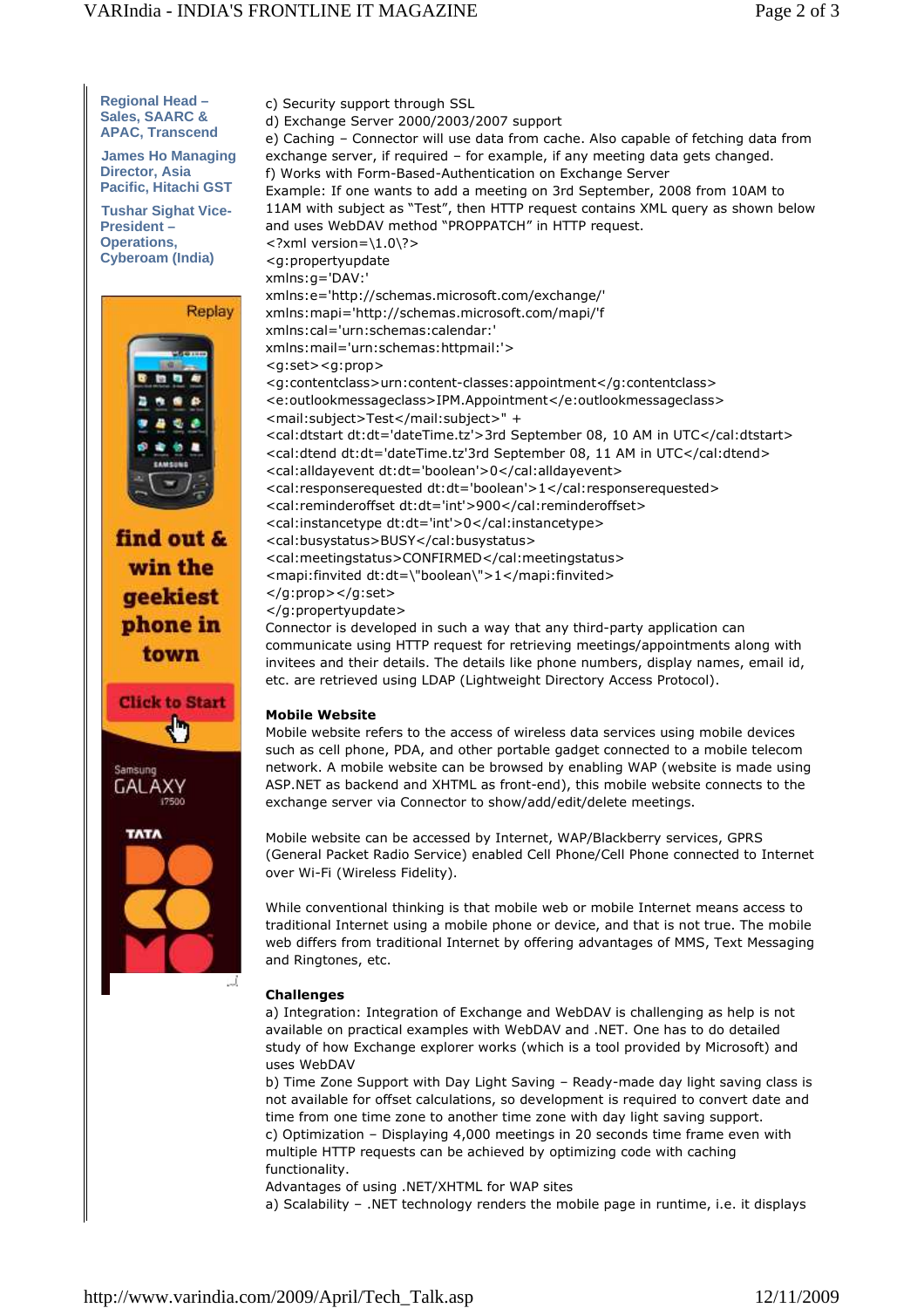Regional Head – Sales, SAARC & APAC, Transcend

James Ho Managing Director, Asia Pacific, Hitachi GST

Tushar Sighat Vice-President – Operations, Cyberoam (India)

c) Security support through SSL
d) Exchange Server 2000/2003/2007 support
e) Caching – Connector will use data from cache. Also capable of fetching data from exchange server, if required – for example, if any meeting data gets changed.
f) Works with Form-Based-Authentication on Exchange Server

Example: If one wants to add a meeting on 3rd September, 2008 from 10AM to 11AM with subject as "Test", then HTTP request contains XML query as shown below and uses WebDAV method "PROPPATCH" in HTTP request.

```
<?xml version=\1.0\?>
<g:propertyupdate
xmlns:g='DAV:'
xmlns:e='http://schemas.microsoft.com/exchange/'
xmlns:mapi='http://schemas.microsoft.com/mapi/'f
xmlns:cal='urn:schemas:calendar:'
xmlns:mail='urn:schemas:httpmail:'>
<g:set><g:prop>
<g:contentclass>urn:content-classes:appointment</g:contentclass>
<e:outlookmessageclass>IPM.Appointment</e:outlookmessageclass>
<mail:subject>Test</mail:subject>" +
<cal:dtstart dt:dt='dateTime.tz'>3rd September 08, 10 AM in UTC</cal:dtstart>
<cal:dtend dt:dt='dateTime.tz'3rd September 08, 11 AM in UTC</cal:dtend>
<cal:alldayevent dt:dt='boolean'>0</cal:alldayevent>
<cal:responserequested dt:dt='boolean'>1</cal:responserequested>
<cal:reminderoffset dt:dt='int'>900</cal:reminderoffset>
<cal:instancetype dt:dt='int'>0</cal:instancetype>
<cal:busystatus>BUSY</cal:busystatus>
<cal:meetingstatus>CONFIRMED</cal:meetingstatus>
<mapi:finvited dt:dt=\"boolean\">1</mapi:finvited>
</g:prop></g:set>
</g:propertyupdate>
```

Connector is developed in such a way that any third-party application can communicate using HTTP request for retrieving meetings/appointments along with invitees and their details. The details like phone numbers, display names, email id, etc. are retrieved using LDAP (Lightweight Directory Access Protocol).

**Mobile Website**

Mobile website refers to the access of wireless data services using mobile devices such as cell phone, PDA, and other portable gadget connected to a mobile telecom network. A mobile website can be browsed by enabling WAP (website is made using ASP.NET as backend and XHTML as front-end), this mobile website connects to the exchange server via Connector to show/add/edit/delete meetings.

Mobile website can be accessed by Internet, WAP/Blackberry services, GPRS (General Packet Radio Service) enabled Cell Phone/Cell Phone connected to Internet over Wi-Fi (Wireless Fidelity).

While conventional thinking is that mobile web or mobile Internet means access to traditional Internet using a mobile phone or device, and that is not true. The mobile web differs from traditional Internet by offering advantages of MMS, Text Messaging and Ringtones, etc.

**Challenges**

a) Integration: Integration of Exchange and WebDAV is challenging as help is not available on practical examples with WebDAV and .NET. One has to do detailed study of how Exchange explorer works (which is a tool provided by Microsoft) and uses WebDAV
b) Time Zone Support with Day Light Saving – Ready-made day light saving class is not available for offset calculations, so development is required to convert date and time from one time zone to another time zone with day light saving support.
c) Optimization – Displaying 4,000 meetings in 20 seconds time frame even with multiple HTTP requests can be achieved by optimizing code with caching functionality.

Advantages of using .NET/XHTML for WAP sites

a) Scalability – .NET technology renders the mobile page in runtime, i.e. it displays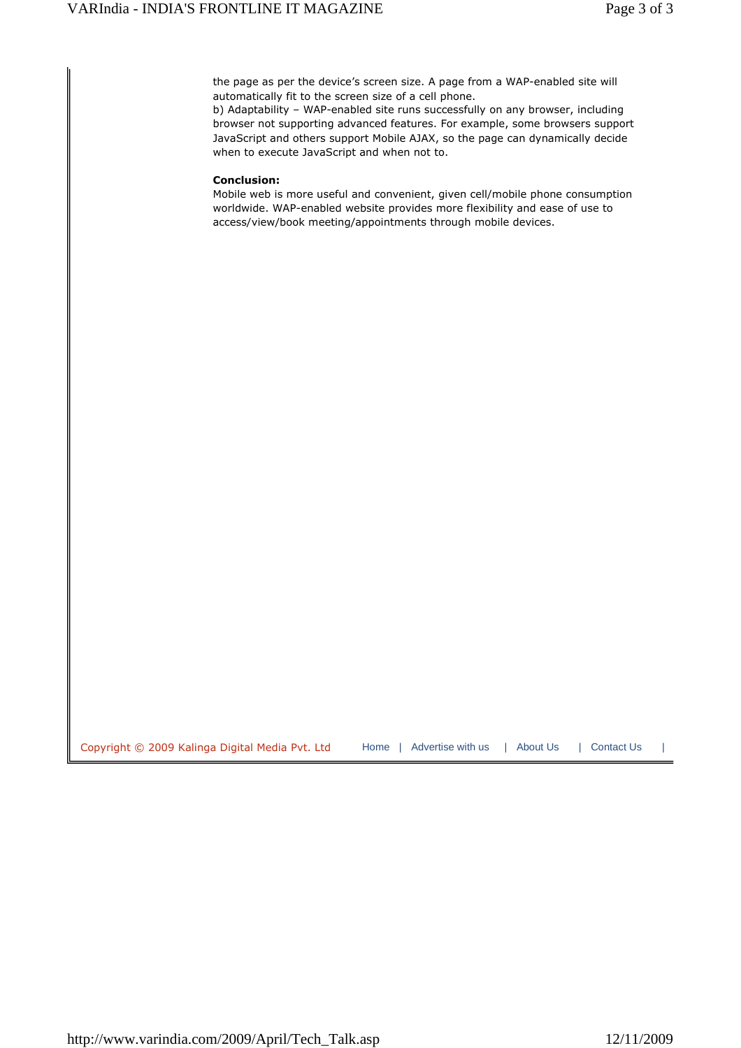the page as per the device's screen size. A page from a WAP-enabled site will automatically fit to the screen size of a cell phone.
b) Adaptability – WAP-enabled site runs successfully on any browser, including browser not supporting advanced features. For example, some browsers support JavaScript and others support Mobile AJAX, so the page can dynamically decide when to execute JavaScript and when not to.

**Conclusion:**
Mobile web is more useful and convenient, given cell/mobile phone consumption worldwide. WAP-enabled website provides more flexibility and ease of use to access/view/book meeting/appointments through mobile devices.

Copyright © 2009 Kalinga Digital Media Pvt. Ltd    Home | Advertise with us | About Us | Contact Us |